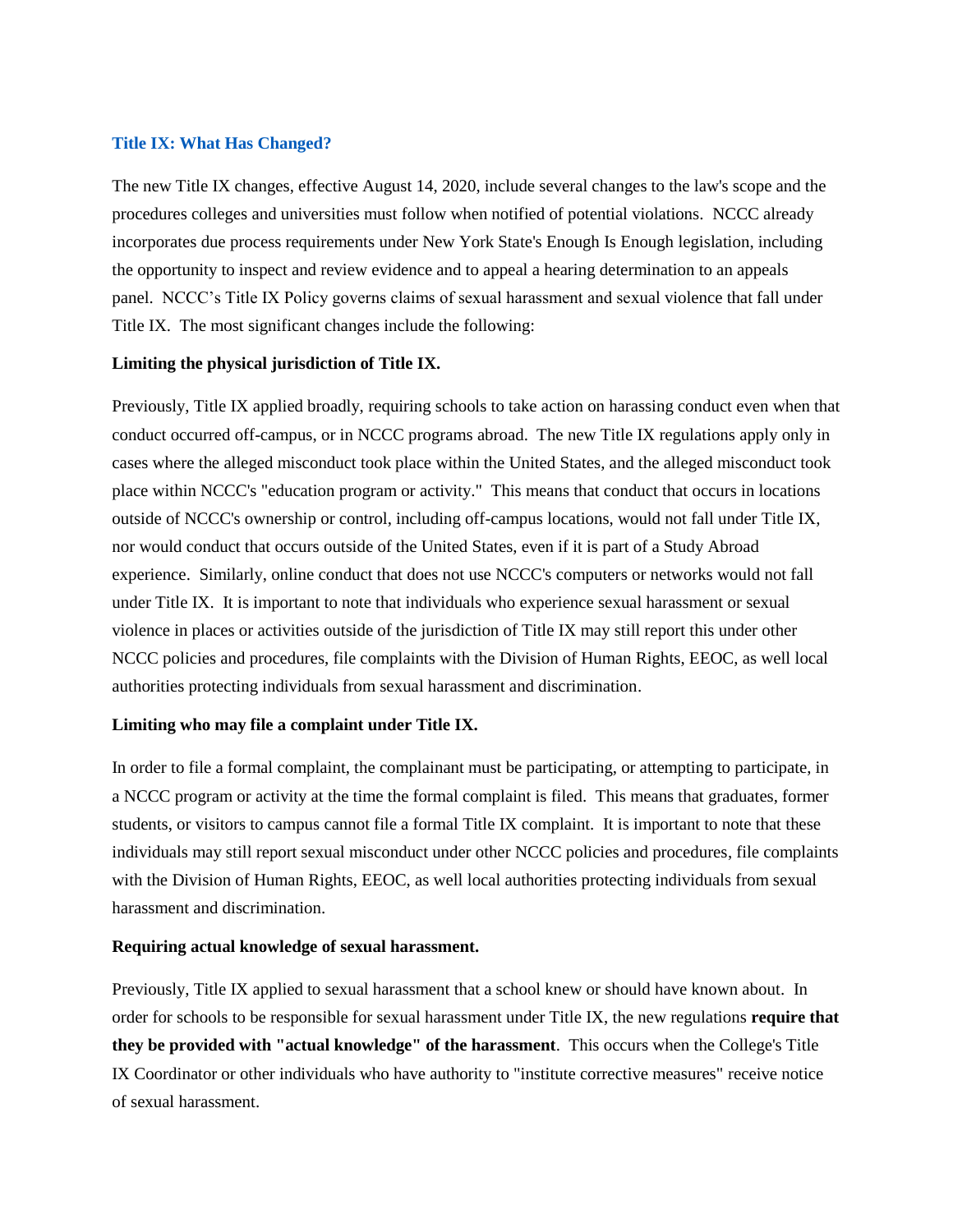## Title IX: What Has Changed?

The new Title IX changes, effective August 14, 2020, include several changes to the law's scope and the procedures colleges and universities must follow when notified of potential violations. NCCC already incorporates due process requirements under New York State's Enough Is Enough legislation, including the opportunity to inspect and review evidence and to appeal a hearing determination to an appeals panel. NCCC's Title IX Policy governs claims of sexual harassment and sexual violence that fall under Title IX. The most significant changes include the following:

**Limiting the physical jurisdiction of Title IX.**

Previously, Title IX applied broadly, requiring schools to take action on harassing conduct even when that conduct occurred off-campus, or in NCCC programs abroad. The new Title IX regulations apply only in cases where the alleged misconduct took place within the United States, and the alleged misconduct took place within NCCC's "education program or activity." This means that conduct that occurs in locations outside of NCCC's ownership or control, including off-campus locations, would not fall under Title IX, nor would conduct that occurs outside of the United States, even if it is part of a Study Abroad experience. Similarly, online conduct that does not use NCCC's computers or networks would not fall under Title IX. It is important to note that individuals who experience sexual harassment or sexual violence in places or activities outside of the jurisdiction of Title IX may still report this under other NCCC policies and procedures, file complaints with the Division of Human Rights, EEOC, as well local authorities protecting individuals from sexual harassment and discrimination.

**Limiting who may file a complaint under Title IX.**

In order to file a formal complaint, the complainant must be participating, or attempting to participate, in a NCCC program or activity at the time the formal complaint is filed. This means that graduates, former students, or visitors to campus cannot file a formal Title IX complaint. It is important to note that these individuals may still report sexual misconduct under other NCCC policies and procedures, file complaints with the Division of Human Rights, EEOC, as well local authorities protecting individuals from sexual harassment and discrimination.

**Requiring actual knowledge of sexual harassment.**

Previously, Title IX applied to sexual harassment that a school knew or should have known about. In order for schools to be responsible for sexual harassment under Title IX, the new regulations **require that they be provided with "actual knowledge" of the harassment**. This occurs when the College's Title IX Coordinator or other individuals who have authority to "institute corrective measures" receive notice of sexual harassment.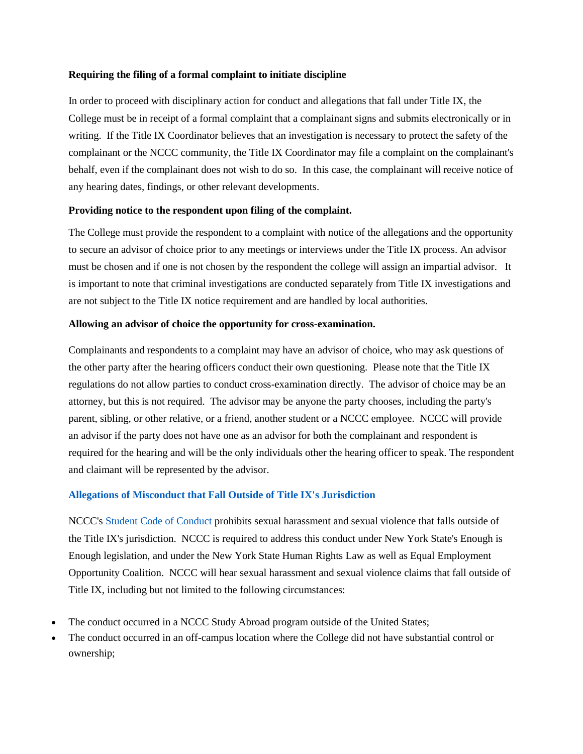**Requiring the filing of a formal complaint to initiate discipline**

In order to proceed with disciplinary action for conduct and allegations that fall under Title IX, the College must be in receipt of a formal complaint that a complainant signs and submits electronically or in writing. If the Title IX Coordinator believes that an investigation is necessary to protect the safety of the complainant or the NCCC community, the Title IX Coordinator may file a complaint on the complainant's behalf, even if the complainant does not wish to do so. In this case, the complainant will receive notice of any hearing dates, findings, or other relevant developments.

**Providing notice to the respondent upon filing of the complaint.**

The College must provide the respondent to a complaint with notice of the allegations and the opportunity to secure an advisor of choice prior to any meetings or interviews under the Title IX process. An advisor must be chosen and if one is not chosen by the respondent the college will assign an impartial advisor. It is important to note that criminal investigations are conducted separately from Title IX investigations and are not subject to the Title IX notice requirement and are handled by local authorities.

**Allowing an advisor of choice the opportunity for cross-examination.**

Complainants and respondents to a complaint may have an advisor of choice, who may ask questions of the other party after the hearing officers conduct their own questioning. Please note that the Title IX regulations do not allow parties to conduct cross-examination directly. The advisor of choice may be an attorney, but this is not required. The advisor may be anyone the party chooses, including the party's parent, sibling, or other relative, or a friend, another student or a NCCC employee. NCCC will provide an advisor if the party does not have one as an advisor for both the complainant and respondent is required for the hearing and will be the only individuals other the hearing officer to speak. The respondent and claimant will be represented by the advisor.

### Allegations of Misconduct that Fall Outside of Title IX's Jurisdiction

NCCC's Student Code of Conduct prohibits sexual harassment and sexual violence that falls outside of the Title IX's jurisdiction. NCCC is required to address this conduct under New York State's Enough is Enough legislation, and under the New York State Human Rights Law as well as Equal Employment Opportunity Coalition. NCCC will hear sexual harassment and sexual violence claims that fall outside of Title IX, including but not limited to the following circumstances:

- The conduct occurred in a NCCC Study Abroad program outside of the United States;
- The conduct occurred in an off-campus location where the College did not have substantial control or ownership;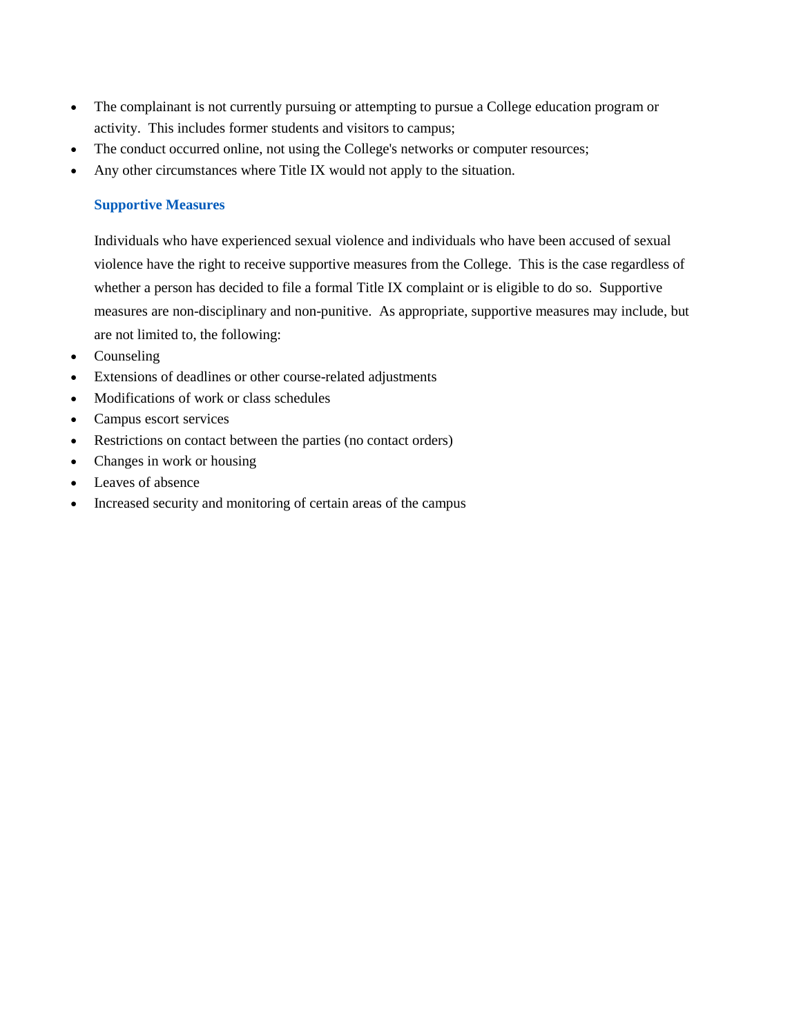- The complainant is not currently pursuing or attempting to pursue a College education program or activity. This includes former students and visitors to campus;
- The conduct occurred online, not using the College's networks or computer resources;
- Any other circumstances where Title IX would not apply to the situation.

### Supportive Measures

Individuals who have experienced sexual violence and individuals who have been accused of sexual violence have the right to receive supportive measures from the College. This is the case regardless of whether a person has decided to file a formal Title IX complaint or is eligible to do so. Supportive measures are non-disciplinary and non-punitive. As appropriate, supportive measures may include, but are not limited to, the following:

- Counseling
- Extensions of deadlines or other course-related adjustments
- Modifications of work or class schedules
- Campus escort services
- Restrictions on contact between the parties (no contact orders)
- Changes in work or housing
- Leaves of absence
- Increased security and monitoring of certain areas of the campus